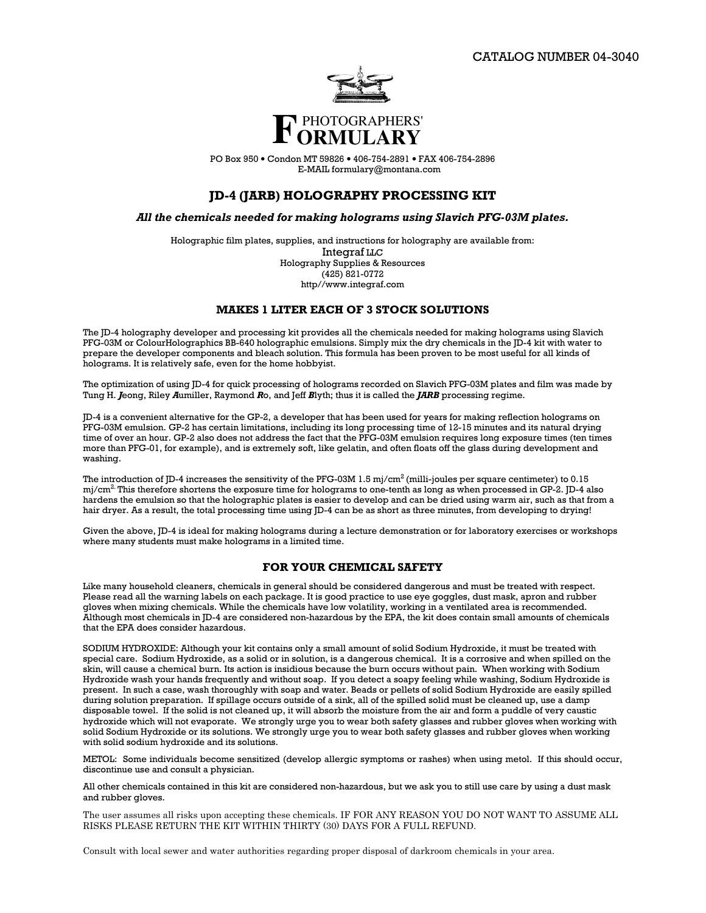CATALOG NUMBER 04-3040

# PHOTOGRAPHERS' FORMULARY

PO Box 950 • Condon MT 59826 • 406-754-2891 • FAX 406-754-2896
E-MAIL formulary@montana.com

## JD-4 (JARB) HOLOGRAPHY PROCESSING KIT

***All the chemicals needed for making holograms using Slavich PFG-03M plates.***

Holographic film plates, supplies, and instructions for holography are available from:
Integraf LLC
Holography Supplies & Resources
(425) 821-0772
http//www.integraf.com

### MAKES 1 LITER EACH OF 3 STOCK SOLUTIONS

The JD-4 holography developer and processing kit provides all the chemicals needed for making holograms using Slavich PFG-03M or ColourHolographics BB-640 holographic emulsions. Simply mix the dry chemicals in the JD-4 kit with water to prepare the developer components and bleach solution. This formula has been proven to be most useful for all kinds of holograms. It is relatively safe, even for the home hobbyist.

The optimization of using JD-4 for quick processing of holograms recorded on Slavich PFG-03M plates and film was made by Tung H. ***J***eong, Riley ***A***umiller, Raymond ***R***o, and Jeff ***B***lyth; thus it is called the ***JARB*** processing regime.

JD-4 is a convenient alternative for the GP-2, a developer that has been used for years for making reflection holograms on PFG-03M emulsion. GP-2 has certain limitations, including its long processing time of 12-15 minutes and its natural drying time of over an hour. GP-2 also does not address the fact that the PFG-03M emulsion requires long exposure times (ten times more than PFG-01, for example), and is extremely soft, like gelatin, and often floats off the glass during development and washing.

The introduction of JD-4 increases the sensitivity of the PFG-03M 1.5 mj/cm$^2$ (milli-joules per square centimeter) to 0.15 mj/cm$^2$. This therefore shortens the exposure time for holograms to one-tenth as long as when processed in GP-2. JD-4 also hardens the emulsion so that the holographic plates is easier to develop and can be dried using warm air, such as that from a hair dryer. As a result, the total processing time using JD-4 can be as short as three minutes, from developing to drying!

Given the above, JD-4 is ideal for making holograms during a lecture demonstration or for laboratory exercises or workshops where many students must make holograms in a limited time.

### FOR YOUR CHEMICAL SAFETY

Like many household cleaners, chemicals in general should be considered dangerous and must be treated with respect. Please read all the warning labels on each package. It is good practice to use eye goggles, dust mask, apron and rubber gloves when mixing chemicals. While the chemicals have low volatility, working in a ventilated area is recommended. Although most chemicals in JD-4 are considered non-hazardous by the EPA, the kit does contain small amounts of chemicals that the EPA does consider hazardous.

SODIUM HYDROXIDE: Although your kit contains only a small amount of solid Sodium Hydroxide, it must be treated with special care. Sodium Hydroxide, as a solid or in solution, is a dangerous chemical. It is a corrosive and when spilled on the skin, will cause a chemical burn. Its action is insidious because the burn occurs without pain. When working with Sodium Hydroxide wash your hands frequently and without soap. If you detect a soapy feeling while washing, Sodium Hydroxide is present. In such a case, wash thoroughly with soap and water. Beads or pellets of solid Sodium Hydroxide are easily spilled during solution preparation. If spillage occurs outside of a sink, all of the spilled solid must be cleaned up, use a damp disposable towel. If the solid is not cleaned up, it will absorb the moisture from the air and form a puddle of very caustic hydroxide which will not evaporate. We strongly urge you to wear both safety glasses and rubber gloves when working with solid Sodium Hydroxide or its solutions. We strongly urge you to wear both safety glasses and rubber gloves when working with solid sodium hydroxide and its solutions.

METOL: Some individuals become sensitized (develop allergic symptoms or rashes) when using metol. If this should occur, discontinue use and consult a physician.

All other chemicals contained in this kit are considered non-hazardous, but we ask you to still use care by using a dust mask and rubber gloves.

The user assumes all risks upon accepting these chemicals. IF FOR ANY REASON YOU DO NOT WANT TO ASSUME ALL RISKS PLEASE RETURN THE KIT WITHIN THIRTY (30) DAYS FOR A FULL REFUND.

Consult with local sewer and water authorities regarding proper disposal of darkroom chemicals in your area.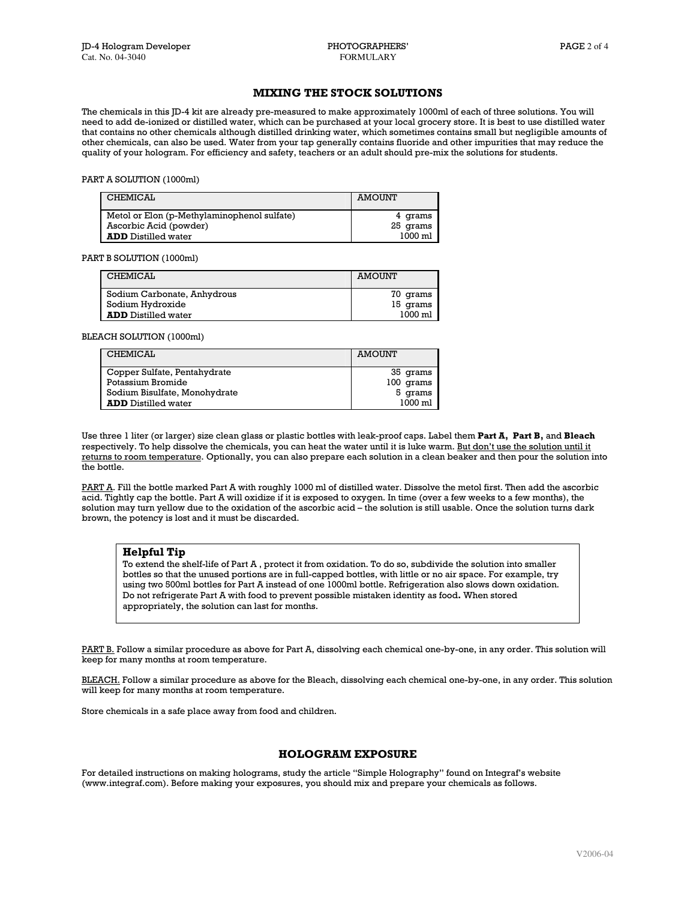## MIXING THE STOCK SOLUTIONS

The chemicals in this JD-4 kit are already pre-measured to make approximately 1000ml of each of three solutions. You will need to add de-ionized or distilled water, which can be purchased at your local grocery store. It is best to use distilled water that contains no other chemicals although distilled drinking water, which sometimes contains small but negligible amounts of other chemicals, can also be used. Water from your tap generally contains fluoride and other impurities that may reduce the quality of your hologram. For efficiency and safety, teachers or an adult should pre-mix the solutions for students.

PART A SOLUTION (1000ml)

| CHEMICAL | AMOUNT |
|---|---|
| Metol or Elon (p-Methylaminophenol sulfate) | 4 grams |
| Ascorbic Acid (powder) | 25 grams |
| **ADD** Distilled water | 1000 ml |

PART B SOLUTION (1000ml)

| CHEMICAL | AMOUNT |
|---|---|
| Sodium Carbonate, Anhydrous | 70 grams |
| Sodium Hydroxide | 15 grams |
| **ADD** Distilled water | 1000 ml |

BLEACH SOLUTION (1000ml)

| CHEMICAL | AMOUNT |
|---|---|
| Copper Sulfate, Pentahydrate | 35 grams |
| Potassium Bromide | 100 grams |
| Sodium Bisulfate, Monohydrate | 5 grams |
| **ADD** Distilled water | 1000 ml |

Use three 1 liter (or larger) size clean glass or plastic bottles with leak-proof caps. Label them **Part A, Part B,** and **Bleach** respectively. To help dissolve the chemicals, you can heat the water until it is luke warm. <u>But don't use the solution until it returns to room temperature</u>. Optionally, you can also prepare each solution in a clean beaker and then pour the solution into the bottle.

<u>PART A</u>. Fill the bottle marked Part A with roughly 1000 ml of distilled water. Dissolve the metol first. Then add the ascorbic acid. Tightly cap the bottle. Part A will oxidize if it is exposed to oxygen. In time (over a few weeks to a few months), the solution may turn yellow due to the oxidation of the ascorbic acid – the solution is still usable. Once the solution turns dark brown, the potency is lost and it must be discarded.

> **Helpful Tip**
> To extend the shelf-life of Part A , protect it from oxidation. To do so, subdivide the solution into smaller bottles so that the unused portions are in full-capped bottles, with little or no air space. For example, try using two 500ml bottles for Part A instead of one 1000ml bottle. Refrigeration also slows down oxidation. Do not refrigerate Part A with food to prevent possible mistaken identity as food**.** When stored appropriately, the solution can last for months.

<u>PART B.</u> Follow a similar procedure as above for Part A, dissolving each chemical one-by-one, in any order. This solution will keep for many months at room temperature.

<u>BLEACH.</u> Follow a similar procedure as above for the Bleach, dissolving each chemical one-by-one, in any order. This solution will keep for many months at room temperature.

Store chemicals in a safe place away from food and children.

## HOLOGRAM EXPOSURE

For detailed instructions on making holograms, study the article "Simple Holography" found on Integraf's website (www.integraf.com). Before making your exposures, you should mix and prepare your chemicals as follows.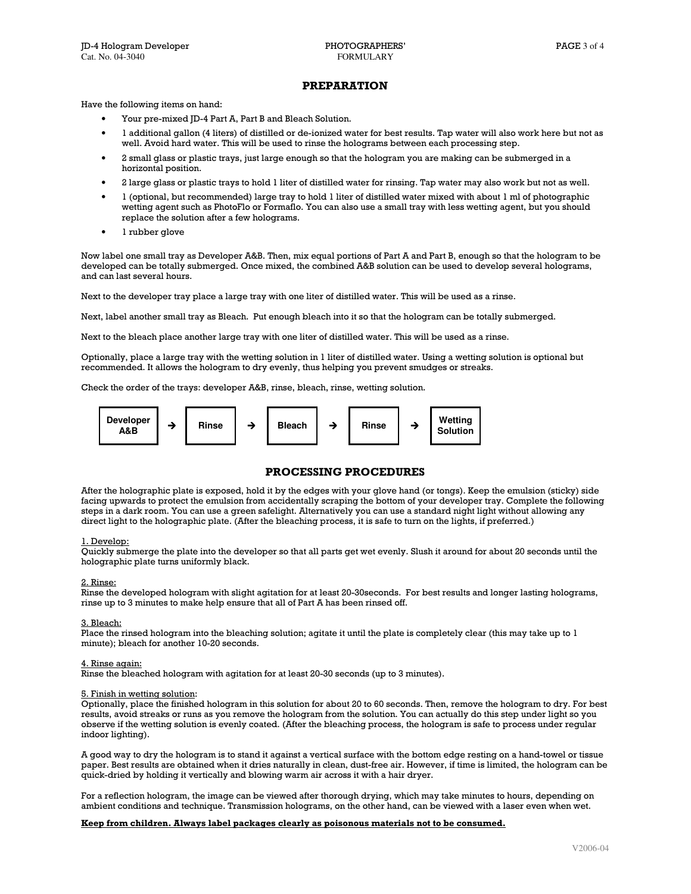## PREPARATION

Have the following items on hand:

- Your pre-mixed JD-4 Part A, Part B and Bleach Solution.
- 1 additional gallon (4 liters) of distilled or de-ionized water for best results. Tap water will also work here but not as well. Avoid hard water. This will be used to rinse the holograms between each processing step.
- 2 small glass or plastic trays, just large enough so that the hologram you are making can be submerged in a horizontal position.
- 2 large glass or plastic trays to hold 1 liter of distilled water for rinsing. Tap water may also work but not as well.
- 1 (optional, but recommended) large tray to hold 1 liter of distilled water mixed with about 1 ml of photographic wetting agent such as PhotoFlo or Formaflo. You can also use a small tray with less wetting agent, but you should replace the solution after a few holograms.
- 1 rubber glove

Now label one small tray as Developer A&B. Then, mix equal portions of Part A and Part B, enough so that the hologram to be developed can be totally submerged. Once mixed, the combined A&B solution can be used to develop several holograms, and can last several hours.

Next to the developer tray place a large tray with one liter of distilled water. This will be used as a rinse.

Next, label another small tray as Bleach. Put enough bleach into it so that the hologram can be totally submerged.

Next to the bleach place another large tray with one liter of distilled water. This will be used as a rinse.

Optionally, place a large tray with the wetting solution in 1 liter of distilled water. Using a wetting solution is optional but recommended. It allows the hologram to dry evenly, thus helping you prevent smudges or streaks.

Check the order of the trays: developer A&B, rinse, bleach, rinse, wetting solution.

Developer A&B ➔ Rinse ➔ Bleach ➔ Rinse ➔ Wetting Solution

## PROCESSING PROCEDURES

After the holographic plate is exposed, hold it by the edges with your glove hand (or tongs). Keep the emulsion (sticky) side facing upwards to protect the emulsion from accidentally scraping the bottom of your developer tray. Complete the following steps in a dark room. You can use a green safelight. Alternatively you can use a standard night light without allowing any direct light to the holographic plate. (After the bleaching process, it is safe to turn on the lights, if preferred.)

1. Develop:
Quickly submerge the plate into the developer so that all parts get wet evenly. Slush it around for about 20 seconds until the holographic plate turns uniformly black.

2. Rinse:
Rinse the developed hologram with slight agitation for at least 20-30seconds. For best results and longer lasting holograms, rinse up to 3 minutes to make help ensure that all of Part A has been rinsed off.

3. Bleach:
Place the rinsed hologram into the bleaching solution; agitate it until the plate is completely clear (this may take up to 1 minute); bleach for another 10-20 seconds.

4. Rinse again:
Rinse the bleached hologram with agitation for at least 20-30 seconds (up to 3 minutes).

5. Finish in wetting solution:
Optionally, place the finished hologram in this solution for about 20 to 60 seconds. Then, remove the hologram to dry. For best results, avoid streaks or runs as you remove the hologram from the solution. You can actually do this step under light so you observe if the wetting solution is evenly coated. (After the bleaching process, the hologram is safe to process under regular indoor lighting).

A good way to dry the hologram is to stand it against a vertical surface with the bottom edge resting on a hand-towel or tissue paper. Best results are obtained when it dries naturally in clean, dust-free air. However, if time is limited, the hologram can be quick-dried by holding it vertically and blowing warm air across it with a hair dryer.

For a reflection hologram, the image can be viewed after thorough drying, which may take minutes to hours, depending on ambient conditions and technique. Transmission holograms, on the other hand, can be viewed with a laser even when wet.

**Keep from children. Always label packages clearly as poisonous materials not to be consumed.**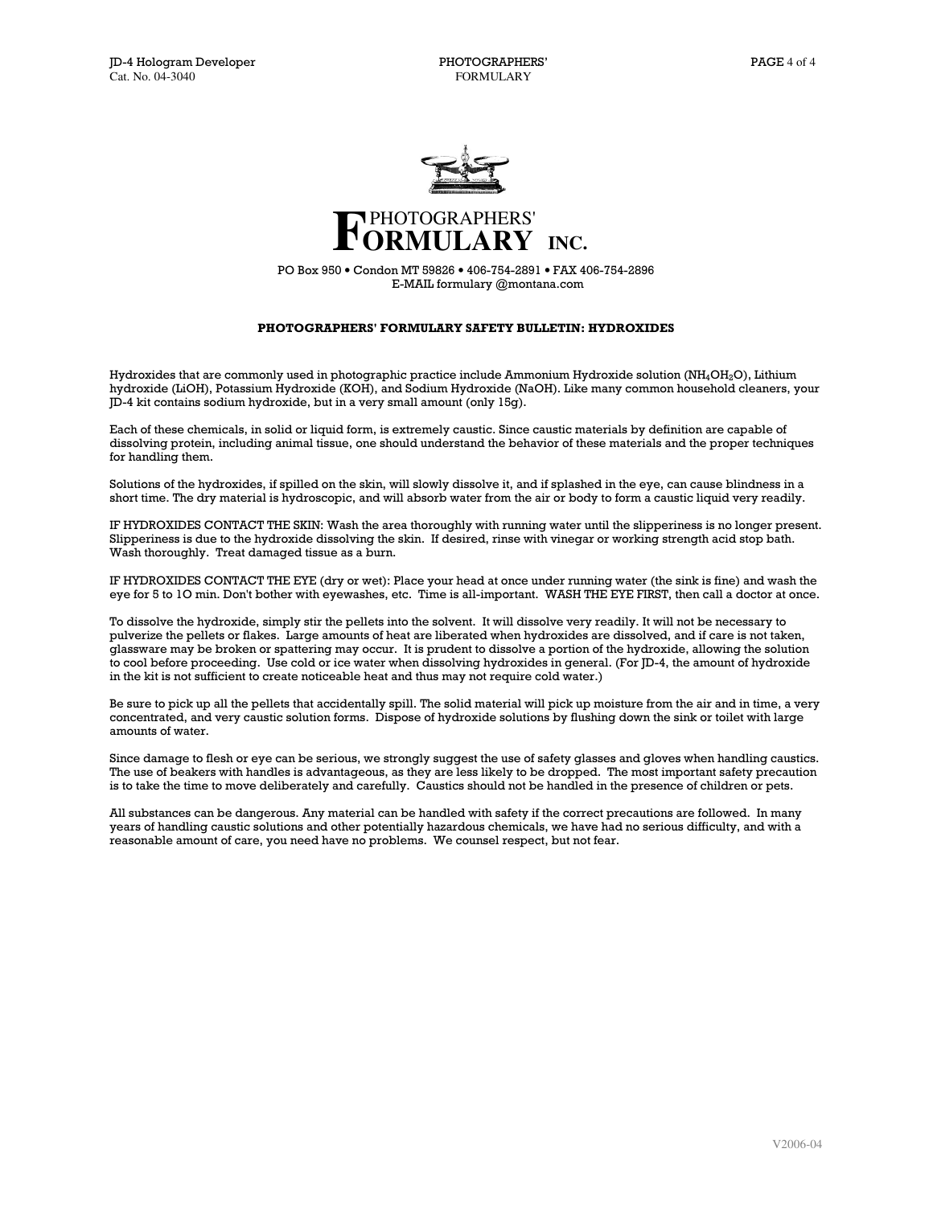# PHOTOGRAPHERS' FORMULARY INC.

PO Box 950 • Condon MT 59826 • 406-754-2891 • FAX 406-754-2896
E-MAIL formulary @montana.com

**PHOTOGRAPHERS' FORMULARY SAFETY BULLETIN: HYDROXIDES**

Hydroxides that are commonly used in photographic practice include Ammonium Hydroxide solution ($NH_4OH_2O$), Lithium hydroxide (LiOH), Potassium Hydroxide (KOH), and Sodium Hydroxide (NaOH). Like many common household cleaners, your JD-4 kit contains sodium hydroxide, but in a very small amount (only 15g).

Each of these chemicals, in solid or liquid form, is extremely caustic. Since caustic materials by definition are capable of dissolving protein, including animal tissue, one should understand the behavior of these materials and the proper techniques for handling them.

Solutions of the hydroxides, if spilled on the skin, will slowly dissolve it, and if splashed in the eye, can cause blindness in a short time. The dry material is hydroscopic, and will absorb water from the air or body to form a caustic liquid very readily.

IF HYDROXIDES CONTACT THE SKIN: Wash the area thoroughly with running water until the slipperiness is no longer present. Slipperiness is due to the hydroxide dissolving the skin. If desired, rinse with vinegar or working strength acid stop bath. Wash thoroughly. Treat damaged tissue as a burn.

IF HYDROXIDES CONTACT THE EYE (dry or wet): Place your head at once under running water (the sink is fine) and wash the eye for 5 to 1O min. Don't bother with eyewashes, etc. Time is all-important. WASH THE EYE FIRST, then call a doctor at once.

To dissolve the hydroxide, simply stir the pellets into the solvent. It will dissolve very readily. It will not be necessary to pulverize the pellets or flakes. Large amounts of heat are liberated when hydroxides are dissolved, and if care is not taken, glassware may be broken or spattering may occur. It is prudent to dissolve a portion of the hydroxide, allowing the solution to cool before proceeding. Use cold or ice water when dissolving hydroxides in general. (For JD-4, the amount of hydroxide in the kit is not sufficient to create noticeable heat and thus may not require cold water.)

Be sure to pick up all the pellets that accidentally spill. The solid material will pick up moisture from the air and in time, a very concentrated, and very caustic solution forms. Dispose of hydroxide solutions by flushing down the sink or toilet with large amounts of water.

Since damage to flesh or eye can be serious, we strongly suggest the use of safety glasses and gloves when handling caustics. The use of beakers with handles is advantageous, as they are less likely to be dropped. The most important safety precaution is to take the time to move deliberately and carefully. Caustics should not be handled in the presence of children or pets.

All substances can be dangerous. Any material can be handled with safety if the correct precautions are followed. In many years of handling caustic solutions and other potentially hazardous chemicals, we have had no serious difficulty, and with a reasonable amount of care, you need have no problems. We counsel respect, but not fear.

V2006-04